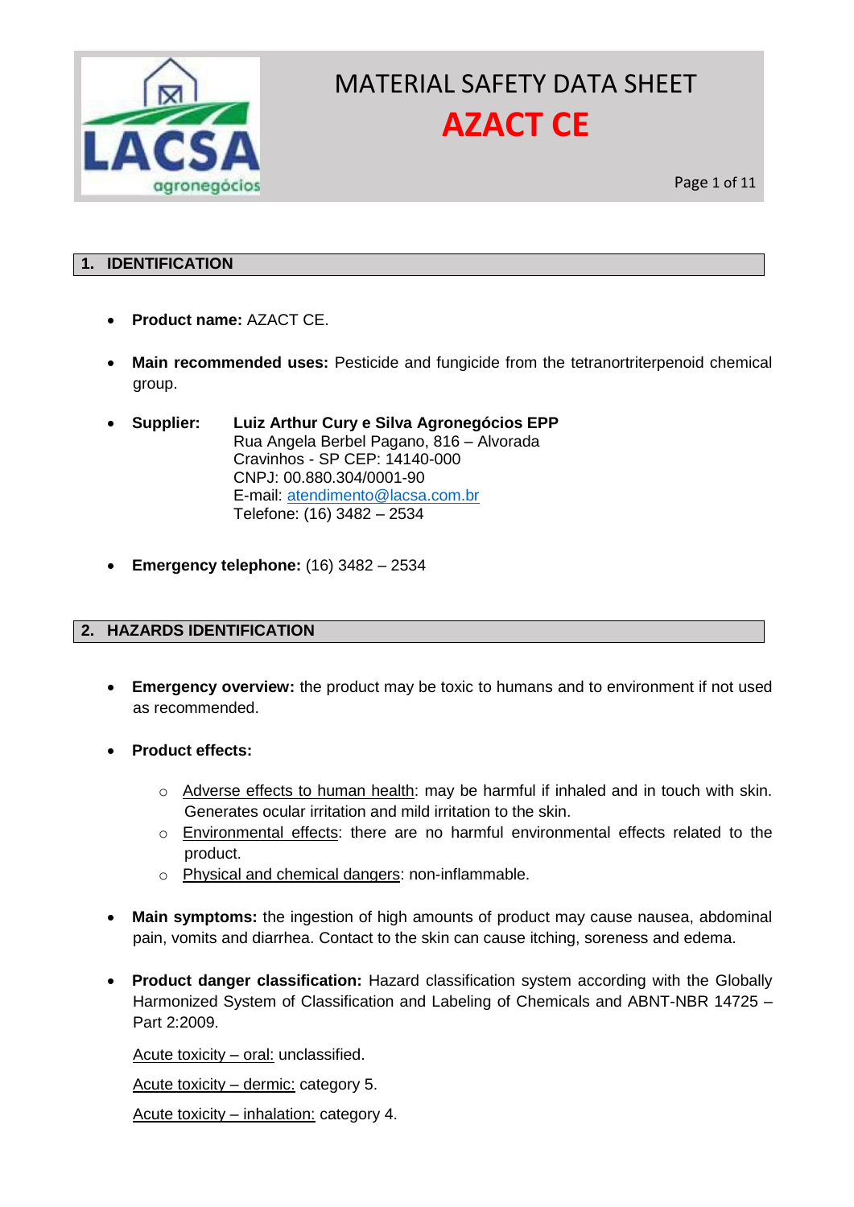# MATERIAL SAFETY DATA SHEET

# AZACT CE

## 1. IDENTIFICATION

- **Product name:** AZACT CE.
- **Main recommended uses:** Pesticide and fungicide from the tetranortriterpenoid chemical group.
- **Supplier:** **Luiz Arthur Cury e Silva Agronegócios EPP**
  Rua Angela Berbel Pagano, 816 – Alvorada
  Cravinhos - SP CEP: 14140-000
  CNPJ: 00.880.304/0001-90
  E-mail: atendimento@lacsa.com.br
  Telefone: (16) 3482 – 2534
- **Emergency telephone:** (16) 3482 – 2534

## 2. HAZARDS IDENTIFICATION

- **Emergency overview:** the product may be toxic to humans and to environment if not used as recommended.
- **Product effects:**
  - Adverse effects to human health: may be harmful if inhaled and in touch with skin. Generates ocular irritation and mild irritation to the skin.
  - Environmental effects: there are no harmful environmental effects related to the product.
  - Physical and chemical dangers: non-inflammable.
- **Main symptoms:** the ingestion of high amounts of product may cause nausea, abdominal pain, vomits and diarrhea. Contact to the skin can cause itching, soreness and edema.
- **Product danger classification:** Hazard classification system according with the Globally Harmonized System of Classification and Labeling of Chemicals and ABNT-NBR 14725 – Part 2:2009.

  Acute toxicity – oral: unclassified.

  Acute toxicity – dermic: category 5.

  Acute toxicity – inhalation: category 4.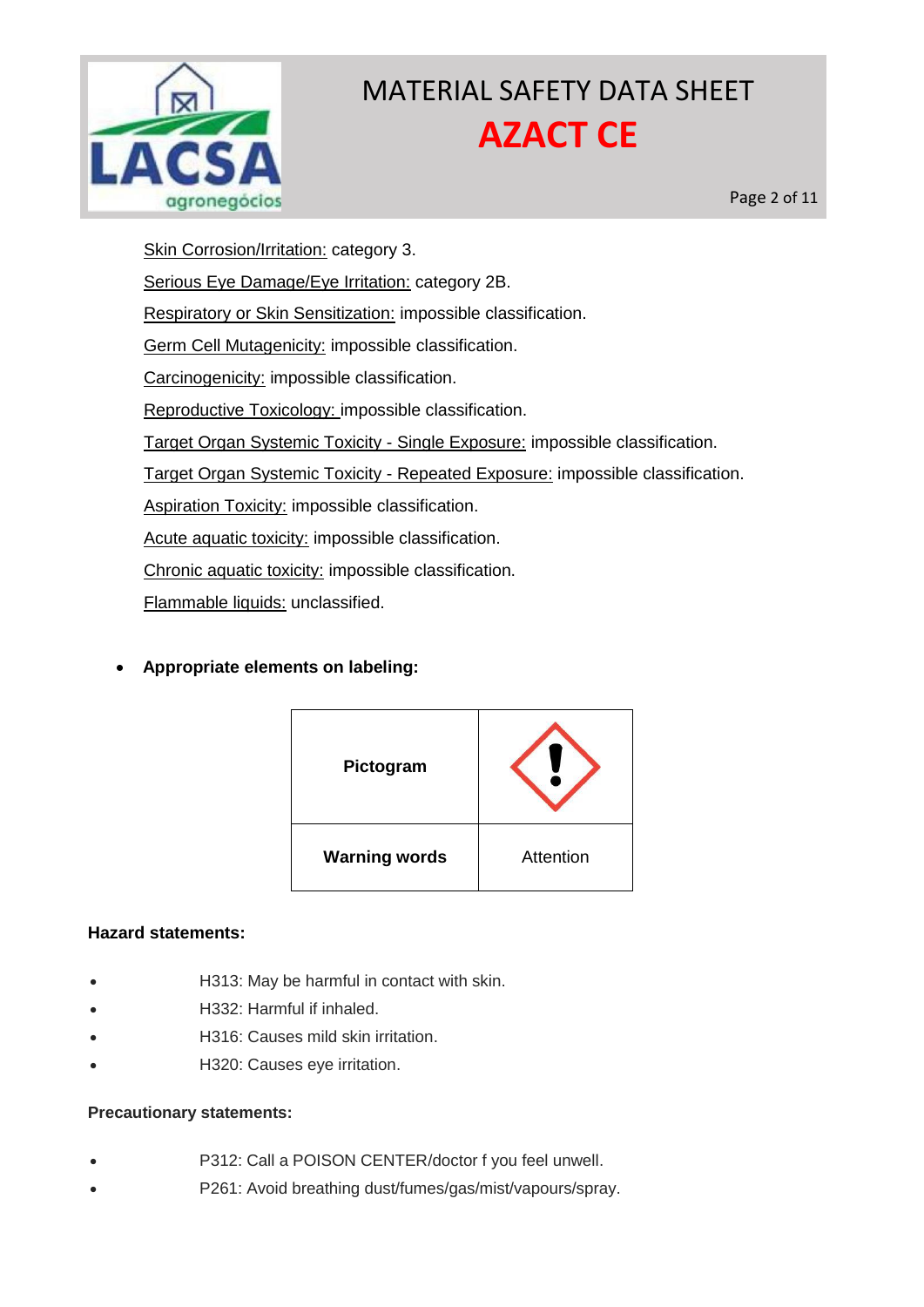Skin Corrosion/Irritation: category 3.

Serious Eye Damage/Eye Irritation: category 2B.

Respiratory or Skin Sensitization: impossible classification.

Germ Cell Mutagenicity: impossible classification.

Carcinogenicity: impossible classification.

Reproductive Toxicology: impossible classification.

Target Organ Systemic Toxicity - Single Exposure: impossible classification.

Target Organ Systemic Toxicity - Repeated Exposure: impossible classification.

Aspiration Toxicity: impossible classification.

Acute aquatic toxicity: impossible classification.

Chronic aquatic toxicity: impossible classification.

Flammable liquids: unclassified.

- **Appropriate elements on labeling:**

| **Pictogram** | |
|---|---|
| **Warning words** | Attention |

**Hazard statements:**

- H313: May be harmful in contact with skin.
- H332: Harmful if inhaled.
- H316: Causes mild skin irritation.
- H320: Causes eye irritation.

**Precautionary statements:**

- P312: Call a POISON CENTER/doctor f you feel unwell.
- P261: Avoid breathing dust/fumes/gas/mist/vapours/spray.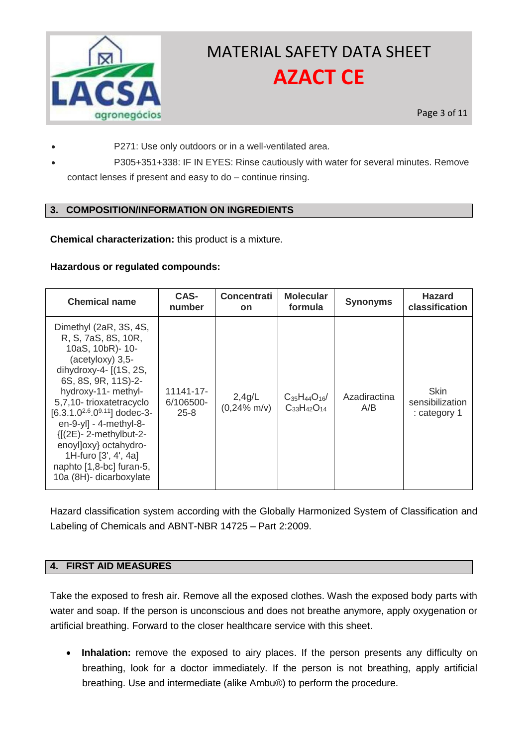- P271: Use only outdoors or in a well-ventilated area.
- P305+351+338: IF IN EYES: Rinse cautiously with water for several minutes. Remove contact lenses if present and easy to do – continue rinsing.

## 3. COMPOSITION/INFORMATION ON INGREDIENTS

**Chemical characterization:** this product is a mixture.

**Hazardous or regulated compounds:**

| Chemical name | CAS-number | Concentration | Molecular formula | Synonyms | Hazard classification |
|---|---|---|---|---|---|
| Dimethyl (2aR, 3S, 4S, R, S, 7aS, 8S, 10R, 10aS, 10bR)- 10-(acetyloxy) 3,5-dihydroxy-4- [(1S, 2S, 6S, 8S, 9R, 11S)-2-hydroxy-11- methyl-5,7,10- trioxatetracyclo [6.3.1.0[2.6].0[9.11]] dodec-3-en-9-yl] - 4-methyl-8-{[(2E)- 2-methylbut-2-enoyl]oxy} octahydro-1H-furo [3', 4', 4a] naphto [1,8-bc] furan-5, 10a (8H)- dicarboxylate | 11141-17-6/106500-25-8 | 2,4g/L (0,24% m/v) | $C_{35}H_{44}O_{16}$/ $C_{33}H_{42}O_{14}$ | Azadiractina A/B | Skin sensibilization : category 1 |

Hazard classification system according with the Globally Harmonized System of Classification and Labeling of Chemicals and ABNT-NBR 14725 – Part 2:2009.

## 4. FIRST AID MEASURES

Take the exposed to fresh air. Remove all the exposed clothes. Wash the exposed body parts with water and soap. If the person is unconscious and does not breathe anymore, apply oxygenation or artificial breathing. Forward to the closer healthcare service with this sheet.

- **Inhalation:** remove the exposed to airy places. If the person presents any difficulty on breathing, look for a doctor immediately. If the person is not breathing, apply artificial breathing. Use and intermediate (alike Ambu®) to perform the procedure.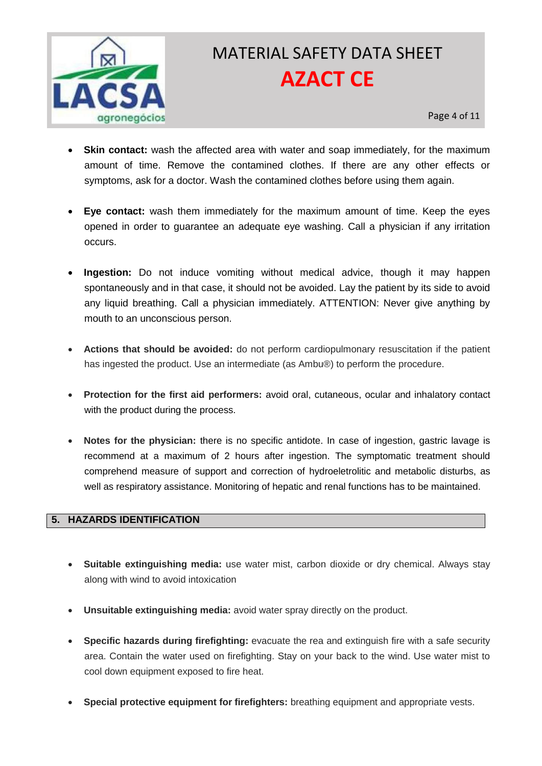- **Skin contact:** wash the affected area with water and soap immediately, for the maximum amount of time. Remove the contamined clothes. If there are any other effects or symptoms, ask for a doctor. Wash the contamined clothes before using them again.

- **Eye contact:** wash them immediately for the maximum amount of time. Keep the eyes opened in order to guarantee an adequate eye washing. Call a physician if any irritation occurs.

- **Ingestion:** Do not induce vomiting without medical advice, though it may happen spontaneously and in that case, it should not be avoided. Lay the patient by its side to avoid any liquid breathing. Call a physician immediately. ATTENTION: Never give anything by mouth to an unconscious person.

- **Actions that should be avoided:** do not perform cardiopulmonary resuscitation if the patient has ingested the product. Use an intermediate (as Ambu®) to perform the procedure.

- **Protection for the first aid performers:** avoid oral, cutaneous, ocular and inhalatory contact with the product during the process.

- **Notes for the physician:** there is no specific antidote. In case of ingestion, gastric lavage is recommend at a maximum of 2 hours after ingestion. The symptomatic treatment should comprehend measure of support and correction of hydroeletrolitic and metabolic disturbs, as well as respiratory assistance. Monitoring of hepatic and renal functions has to be maintained.

## 5. HAZARDS IDENTIFICATION

- **Suitable extinguishing media:** use water mist, carbon dioxide or dry chemical. Always stay along with wind to avoid intoxication

- **Unsuitable extinguishing media:** avoid water spray directly on the product.

- **Specific hazards during firefighting:** evacuate the rea and extinguish fire with a safe security area. Contain the water used on firefighting. Stay on your back to the wind. Use water mist to cool down equipment exposed to fire heat.

- **Special protective equipment for firefighters:** breathing equipment and appropriate vests.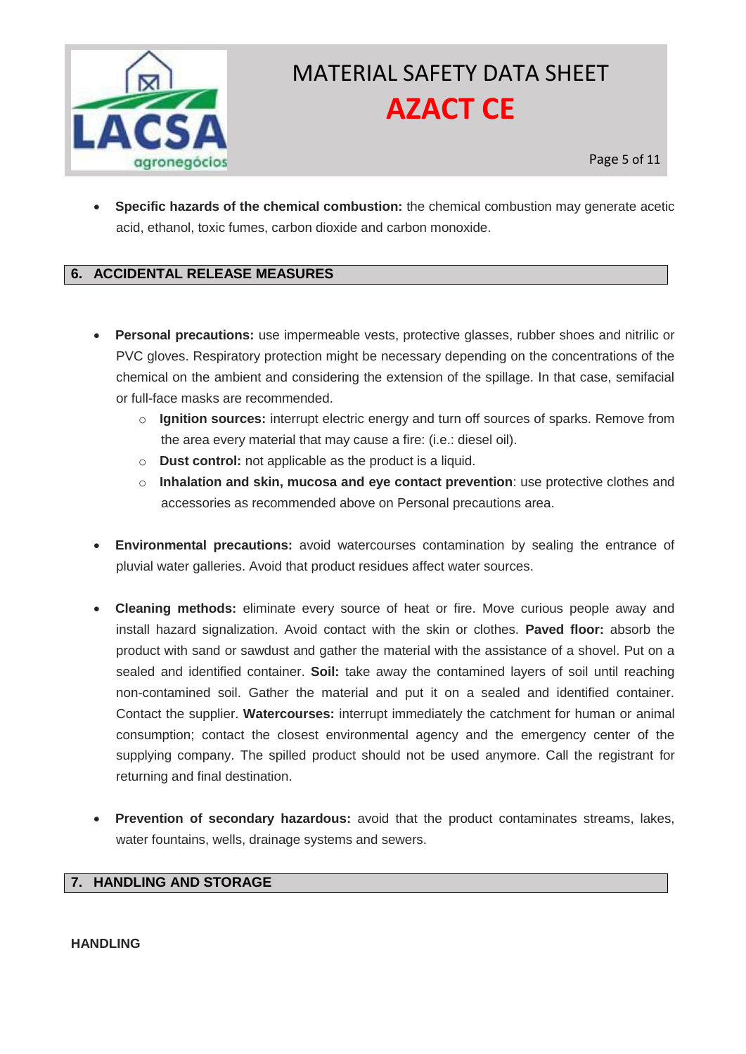- **Specific hazards of the chemical combustion:** the chemical combustion may generate acetic acid, ethanol, toxic fumes, carbon dioxide and carbon monoxide.

## 6. ACCIDENTAL RELEASE MEASURES

- **Personal precautions:** use impermeable vests, protective glasses, rubber shoes and nitrilic or PVC gloves. Respiratory protection might be necessary depending on the concentrations of the chemical on the ambient and considering the extension of the spillage. In that case, semifacial or full-face masks are recommended.
  - **Ignition sources:** interrupt electric energy and turn off sources of sparks. Remove from the area every material that may cause a fire: (i.e.: diesel oil).
  - **Dust control:** not applicable as the product is a liquid.
  - **Inhalation and skin, mucosa and eye contact prevention**: use protective clothes and accessories as recommended above on Personal precautions area.

- **Environmental precautions:** avoid watercourses contamination by sealing the entrance of pluvial water galleries. Avoid that product residues affect water sources.

- **Cleaning methods:** eliminate every source of heat or fire. Move curious people away and install hazard signalization. Avoid contact with the skin or clothes. **Paved floor:** absorb the product with sand or sawdust and gather the material with the assistance of a shovel. Put on a sealed and identified container. **Soil:** take away the contamined layers of soil until reaching non-contamined soil. Gather the material and put it on a sealed and identified container. Contact the supplier. **Watercourses:** interrupt immediately the catchment for human or animal consumption; contact the closest environmental agency and the emergency center of the supplying company. The spilled product should not be used anymore. Call the registrant for returning and final destination.

- **Prevention of secondary hazardous:** avoid that the product contaminates streams, lakes, water fountains, wells, drainage systems and sewers.

## 7. HANDLING AND STORAGE

**HANDLING**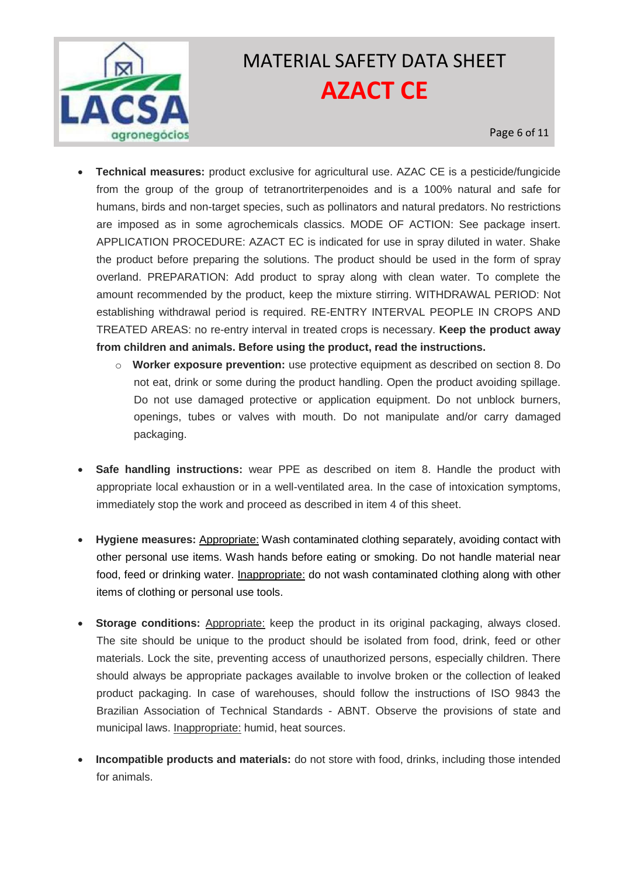- **Technical measures:** product exclusive for agricultural use. AZAC CE is a pesticide/fungicide from the group of the group of tetranortriterpenoides and is a 100% natural and safe for humans, birds and non-target species, such as pollinators and natural predators. No restrictions are imposed as in some agrochemicals classics. MODE OF ACTION: See package insert. APPLICATION PROCEDURE: AZACT EC is indicated for use in spray diluted in water. Shake the product before preparing the solutions. The product should be used in the form of spray overland. PREPARATION: Add product to spray along with clean water. To complete the amount recommended by the product, keep the mixture stirring. WITHDRAWAL PERIOD: Not establishing withdrawal period is required. RE-ENTRY INTERVAL PEOPLE IN CROPS AND TREATED AREAS: no re-entry interval in treated crops is necessary. **Keep the product away from children and animals. Before using the product, read the instructions.**
    - **Worker exposure prevention:** use protective equipment as described on section 8. Do not eat, drink or some during the product handling. Open the product avoiding spillage. Do not use damaged protective or application equipment. Do not unblock burners, openings, tubes or valves with mouth. Do not manipulate and/or carry damaged packaging.

- **Safe handling instructions:** wear PPE as described on item 8. Handle the product with appropriate local exhaustion or in a well-ventilated area. In the case of intoxication symptoms, immediately stop the work and proceed as described in item 4 of this sheet.

- **Hygiene measures:** <u>Appropriate:</u> Wash contaminated clothing separately, avoiding contact with other personal use items. Wash hands before eating or smoking. Do not handle material near food, feed or drinking water. <u>Inappropriate:</u> do not wash contaminated clothing along with other items of clothing or personal use tools.

- **Storage conditions:** <u>Appropriate:</u> keep the product in its original packaging, always closed. The site should be unique to the product should be isolated from food, drink, feed or other materials. Lock the site, preventing access of unauthorized persons, especially children. There should always be appropriate packages available to involve broken or the collection of leaked product packaging. In case of warehouses, should follow the instructions of ISO 9843 the Brazilian Association of Technical Standards - ABNT. Observe the provisions of state and municipal laws. <u>Inappropriate:</u> humid, heat sources.

- **Incompatible products and materials:** do not store with food, drinks, including those intended for animals.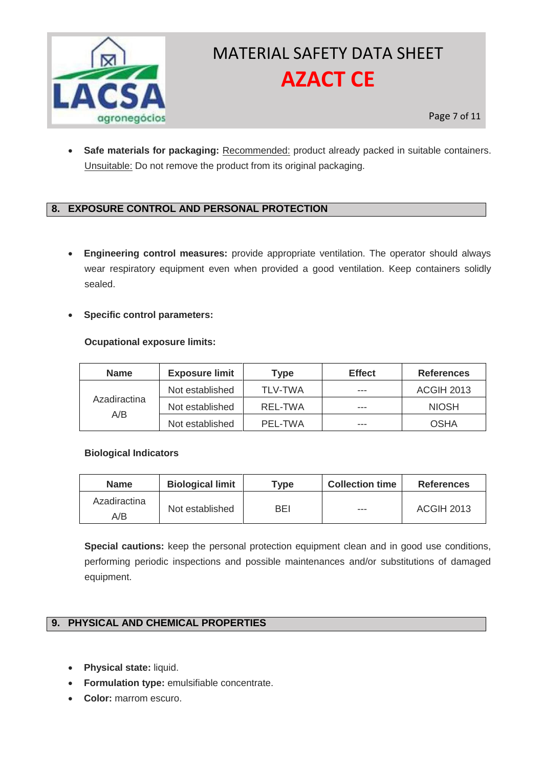- **Safe materials for packaging:** Recommended: product already packed in suitable containers. Unsuitable: Do not remove the product from its original packaging.

## 8. EXPOSURE CONTROL AND PERSONAL PROTECTION

- **Engineering control measures:** provide appropriate ventilation. The operator should always wear respiratory equipment even when provided a good ventilation. Keep containers solidly sealed.

- **Specific control parameters:**

**Ocupational exposure limits:**

| Name | Exposure limit | Type | Effect | References |
|---|---|---|---|---|
| Azadiractina A/B | Not established | TLV-TWA | --- | ACGIH 2013 |
| | Not established | REL-TWA | --- | NIOSH |
| | Not established | PEL-TWA | --- | OSHA |

**Biological Indicators**

| Name | Biological limit | Type | Collection time | References |
|---|---|---|---|---|
| Azadiractina A/B | Not established | BEI | --- | ACGIH 2013 |

**Special cautions:** keep the personal protection equipment clean and in good use conditions, performing periodic inspections and possible maintenances and/or substitutions of damaged equipment.

## 9. PHYSICAL AND CHEMICAL PROPERTIES

- **Physical state:** liquid.
- **Formulation type:** emulsifiable concentrate.
- **Color:** marrom escuro.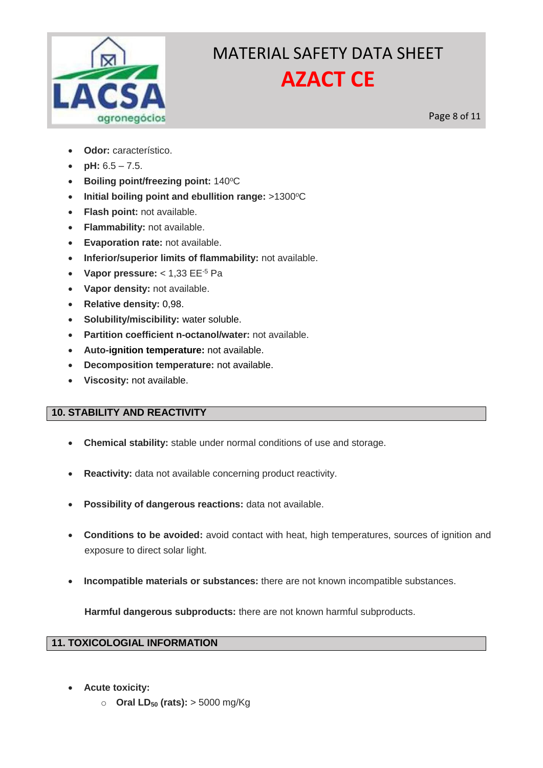- **Odor:** característico.
- **pH:** 6.5 – 7.5.
- **Boiling point/freezing point:** 140ºC
- **Initial boiling point and ebullition range:** >1300ºC
- **Flash point:** not available.
- **Flammability:** not available.
- **Evaporation rate:** not available.
- **Inferior/superior limits of flammability:** not available.
- **Vapor pressure:** < 1,33 $EE^{-5}$ Pa
- **Vapor density:** not available.
- **Relative density:** 0,98.
- **Solubility/miscibility:** water soluble.
- **Partition coefficient n-octanol/water:** not available.
- **Auto-ignition temperature:** not available.
- **Decomposition temperature:** not available.
- **Viscosity:** not available.

## 10. STABILITY AND REACTIVITY

- **Chemical stability:** stable under normal conditions of use and storage.
- **Reactivity:** data not available concerning product reactivity.
- **Possibility of dangerous reactions:** data not available.
- **Conditions to be avoided:** avoid contact with heat, high temperatures, sources of ignition and exposure to direct solar light.
- **Incompatible materials or substances:** there are not known incompatible substances.

  **Harmful dangerous subproducts:** there are not known harmful subproducts.

## 11. TOXICOLOGIAL INFORMATION

- **Acute toxicity:**
  - **Oral $LD_{50}$ (rats):** > 5000 mg/Kg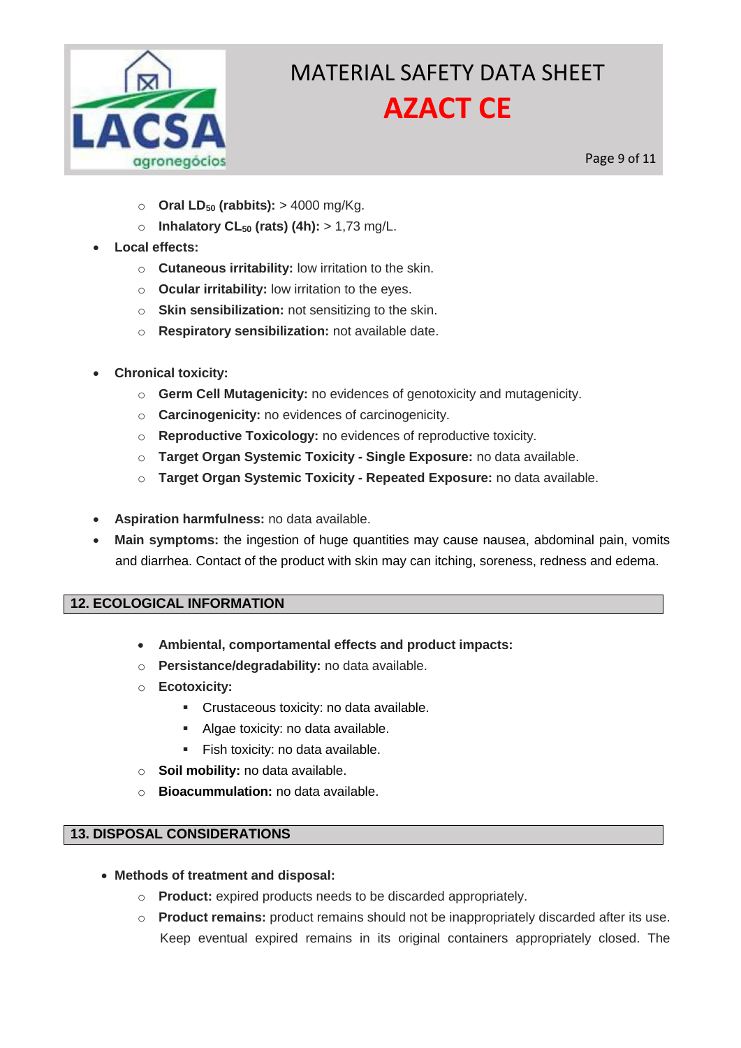- **Oral $LD_{50}$ (rabbits):** > 4000 mg/Kg.
- **Inhalatory $CL_{50}$ (rats) (4h):** > 1,73 mg/L.

- **Local effects:**
  - **Cutaneous irritability:** low irritation to the skin.
  - **Ocular irritability:** low irritation to the eyes.
  - **Skin sensibilization:** not sensitizing to the skin.
  - **Respiratory sensibilization:** not available date.

- **Chronical toxicity:**
  - **Germ Cell Mutagenicity:** no evidences of genotoxicity and mutagenicity.
  - **Carcinogenicity:** no evidences of carcinogenicity.
  - **Reproductive Toxicology:** no evidences of reproductive toxicity.
  - **Target Organ Systemic Toxicity - Single Exposure:** no data available.
  - **Target Organ Systemic Toxicity - Repeated Exposure:** no data available.

- **Aspiration harmfulness:** no data available.
- **Main symptoms:** the ingestion of huge quantities may cause nausea, abdominal pain, vomits and diarrhea. Contact of the product with skin may can itching, soreness, redness and edema.

## 12. ECOLOGICAL INFORMATION

- **Ambiental, comportamental effects and product impacts:**
  - **Persistance/degradability:** no data available.
  - **Ecotoxicity:**
    - Crustaceous toxicity: no data available.
    - Algae toxicity: no data available.
    - Fish toxicity: no data available.
  - **Soil mobility:** no data available.
  - **Bioacummulation:** no data available.

## 13. DISPOSAL CONSIDERATIONS

- **Methods of treatment and disposal:**
  - **Product:** expired products needs to be discarded appropriately.
  - **Product remains:** product remains should not be inappropriately discarded after its use. Keep eventual expired remains in its original containers appropriately closed. The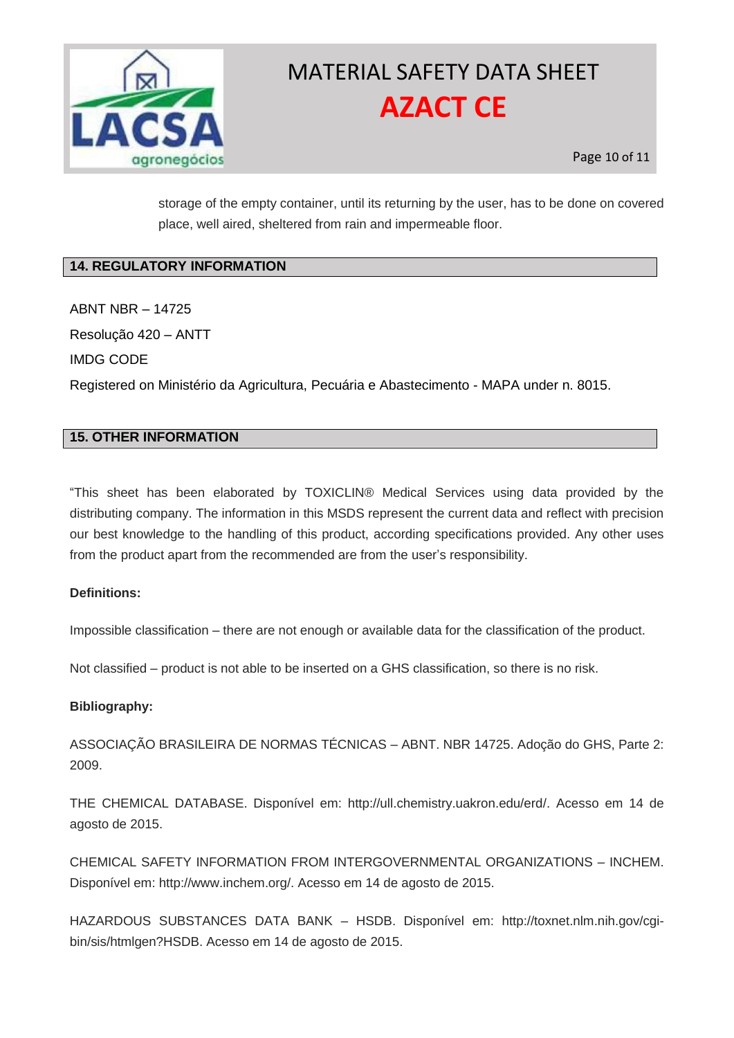storage of the empty container, until its returning by the user, has to be done on covered place, well aired, sheltered from rain and impermeable floor.

## 14. REGULATORY INFORMATION

ABNT NBR – 14725

Resolução 420 – ANTT

IMDG CODE

Registered on Ministério da Agricultura, Pecuária e Abastecimento - MAPA under n. 8015.

## 15. OTHER INFORMATION

"This sheet has been elaborated by TOXICLIN® Medical Services using data provided by the distributing company. The information in this MSDS represent the current data and reflect with precision our best knowledge to the handling of this product, according specifications provided. Any other uses from the product apart from the recommended are from the user's responsibility.

**Definitions:**

Impossible classification – there are not enough or available data for the classification of the product.

Not classified – product is not able to be inserted on a GHS classification, so there is no risk.

**Bibliography:**

ASSOCIAÇÃO BRASILEIRA DE NORMAS TÉCNICAS – ABNT. NBR 14725. Adoção do GHS, Parte 2: 2009.

THE CHEMICAL DATABASE. Disponível em: http://ull.chemistry.uakron.edu/erd/. Acesso em 14 de agosto de 2015.

CHEMICAL SAFETY INFORMATION FROM INTERGOVERNMENTAL ORGANIZATIONS – INCHEM. Disponível em: http://www.inchem.org/. Acesso em 14 de agosto de 2015.

HAZARDOUS SUBSTANCES DATA BANK – HSDB. Disponível em: http://toxnet.nlm.nih.gov/cgi-bin/sis/htmlgen?HSDB. Acesso em 14 de agosto de 2015.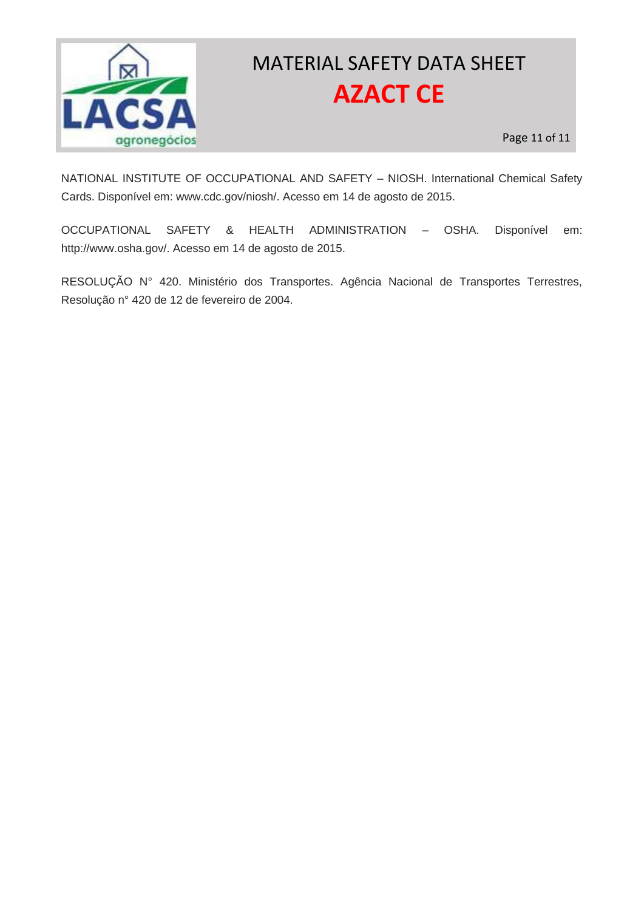NATIONAL INSTITUTE OF OCCUPATIONAL AND SAFETY – NIOSH. International Chemical Safety Cards. Disponível em: www.cdc.gov/niosh/. Acesso em 14 de agosto de 2015.

OCCUPATIONAL SAFETY & HEALTH ADMINISTRATION – OSHA. Disponível em: http://www.osha.gov/. Acesso em 14 de agosto de 2015.

RESOLUÇÃO N° 420. Ministério dos Transportes. Agência Nacional de Transportes Terrestres, Resolução n° 420 de 12 de fevereiro de 2004.